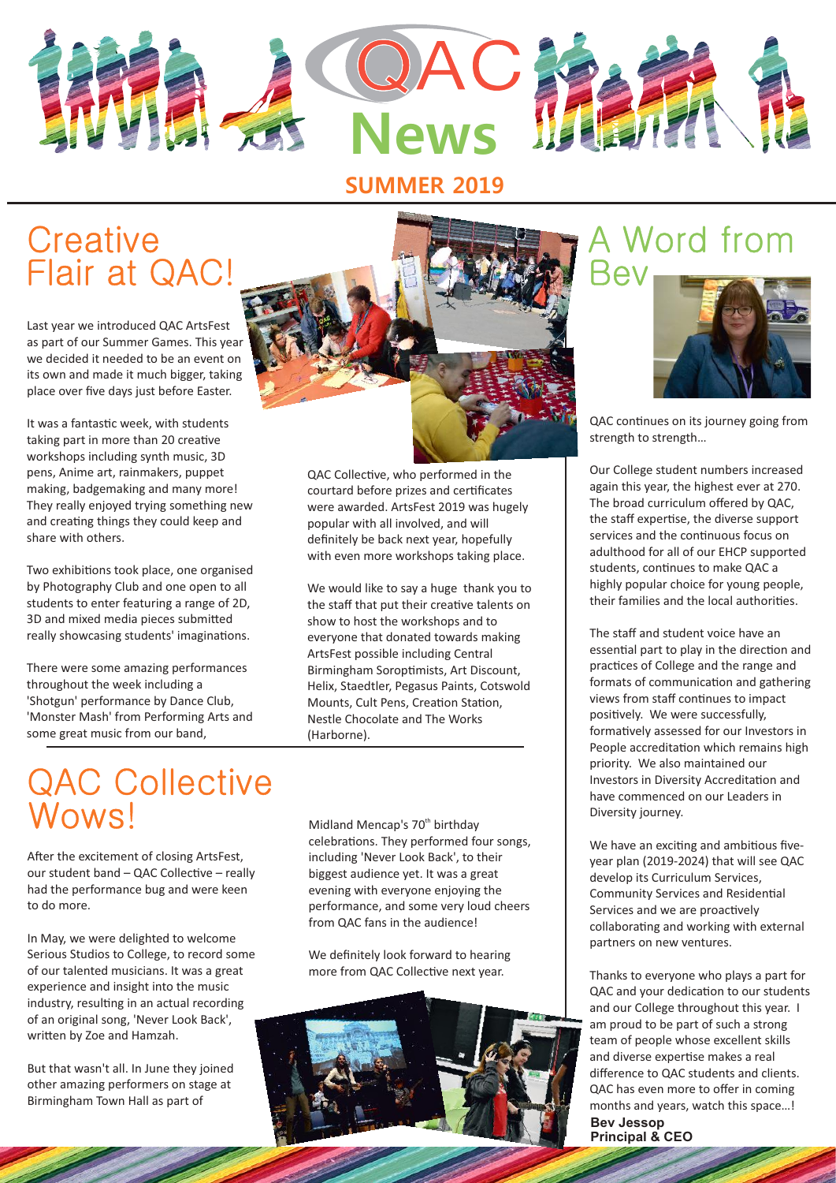# QAC News

**SUMMER 2019**

## Creative Flair at QAC!

Last year we introduced QAC ArtsFest as part of our Summer Games. This year we decided it needed to be an event on its own and made it much bigger, taking place over five days just before Easter.

It was a fantastic week, with students taking part in more than 20 creative workshops including synth music, 3D pens, Anime art, rainmakers, puppet making, badgemaking and many more! They really enjoyed trying something new and creating things they could keep and share with others.

Two exhibitions took place, one organised by Photography Club and one open to all students to enter featuring a range of 2D, 3D and mixed media pieces submitted really showcasing students' imaginations.

There were some amazing performances throughout the week including a 'Shotgun' performance by Dance Club, 'Monster Mash' from Performing Arts and some great music from our band, QAC Collective, who performed in the courtard before prizes and certificates were awarded. ArtsFest 2019 was hugely popular with all involved, and will definitely be back next year, hopefully with even more workshops taking place.

We would like to say a huge thank you to the staff that put their creative talents on show to host the workshops and to everyone that donated towards making ArtsFest possible including Central Birmingham Soroptimists, Art Discount, Helix, Staedtler, Pegasus Paints, Cotswold Mounts, Cult Pens, Creation Station, Nestle Chocolate and The Works (Harborne).

## QAC Collective Wows!

After the excitement of closing ArtsFest, our student band – QAC Collective – really had the performance bug and were keen to do more.

In May, we were delighted to welcome Serious Studios to College, to record some of our talented musicians. It was a great experience and insight into the music industry, resulting in an actual recording of an original song, 'Never Look Back', written by Zoe and Hamzah.

But that wasn't all. In June they joined other amazing performers on stage at Birmingham Town Hall as part of Midland Mencap's 70th birthday celebrations. They performed four songs, including 'Never Look Back', to their biggest audience yet. It was a great evening with everyone enjoying the performance, and some very loud cheers from QAC fans in the audience!

We definitely look forward to hearing more from QAC Collective next year.

## A Word from Bev

QAC continues on its journey going from strength to strength…

Our College student numbers increased again this year, the highest ever at 270. The broad curriculum offered by QAC, the staff expertise, the diverse support services and the continuous focus on adulthood for all of our EHCP supported students, continues to make QAC a highly popular choice for young people, their families and the local authorities.

The staff and student voice have an essential part to play in the direction and practices of College and the range and formats of communication and gathering views from staff continues to impact positively. We were successfully, formatively assessed for our Investors in People accreditation which remains high priority. We also maintained our Investors in Diversity Accreditation and have commenced on our Leaders in Diversity journey.

We have an exciting and ambitious five-year plan (2019-2024) that will see QAC develop its Curriculum Services, Community Services and Residential Services and we are proactively collaborating and working with external partners on new ventures.

Thanks to everyone who plays a part for QAC and your dedication to our students and our College throughout this year. I am proud to be part of such a strong team of people whose excellent skills and diverse expertise makes a real difference to QAC students and clients. QAC has even more to offer in coming months and years, watch this space…!

**Bev Jessop**
**Principal & CEO**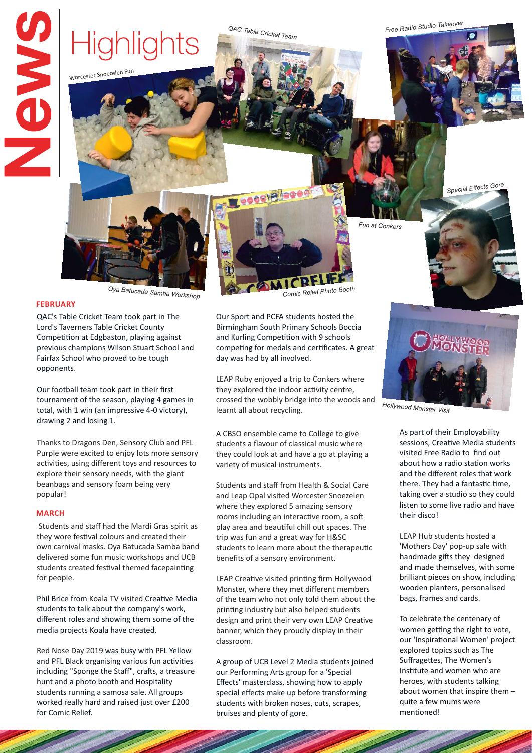# News Highlights

Worcester Snoezelen Fun

QAC Table Cricket Team

Free Radio Studio Takeover

Special Effects Gore

Fun at Conkers

Oya Batucada Samba Workshop

Comic Relief Photo Booth

Hollywood Monster Visit

## FEBRUARY

QAC's Table Cricket Team took part in The Lord's Taverners Table Cricket County Competition at Edgbaston, playing against previous champions Wilson Stuart School and Fairfax School who proved to be tough opponents.

Our football team took part in their first tournament of the season, playing 4 games in total, with 1 win (an impressive 4-0 victory), drawing 2 and losing 1.

Thanks to Dragons Den, Sensory Club and PFL Purple were excited to enjoy lots more sensory activities, using different toys and resources to explore their sensory needs, with the giant beanbags and sensory foam being very popular!

## MARCH

Students and staff had the Mardi Gras spirit as they wore festival colours and created their own carnival masks. Oya Batucada Samba band delivered some fun music workshops and UCB students created festival themed facepainting for people.

Phil Brice from Koala TV visited Creative Media students to talk about the company's work, different roles and showing them some of the media projects Koala have created.

Red Nose Day 2019 was busy with PFL Yellow and PFL Black organising various fun activities including "Sponge the Staff", crafts, a treasure hunt and a photo booth and Hospitality students running a samosa sale. All groups worked really hard and raised just over £200 for Comic Relief.

Our Sport and PCFA students hosted the Birmingham South Primary Schools Boccia and Kurling Competition with 9 schools competing for medals and certificates. A great day was had by all involved.

LEAP Ruby enjoyed a trip to Conkers where they explored the indoor activity centre, crossed the wobbly bridge into the woods and learnt all about recycling.

A CBSO ensemble came to College to give students a flavour of classical music where they could look at and have a go at playing a variety of musical instruments.

Students and staff from Health & Social Care and Leap Opal visited Worcester Snoezelen where they explored 5 amazing sensory rooms including an interactive room, a soft play area and beautiful chill out spaces. The trip was fun and a great way for H&SC students to learn more about the therapeutic benefits of a sensory environment.

LEAP Creative visited printing firm Hollywood Monster, where they met different members of the team who not only told them about the printing industry but also helped students design and print their very own LEAP Creative banner, which they proudly display in their classroom.

A group of UCB Level 2 Media students joined our Performing Arts group for a 'Special Effects' masterclass, showing how to apply special effects make up before transforming students with broken noses, cuts, scrapes, bruises and plenty of gore.

As part of their Employability sessions, Creative Media students visited Free Radio to find out about how a radio station works and the different roles that work there. They had a fantastic time, taking over a studio so they could listen to some live radio and have their disco!

LEAP Hub students hosted a 'Mothers Day' pop-up sale with handmade gifts they designed and made themselves, with some brilliant pieces on show, including wooden planters, personalised bags, frames and cards.

To celebrate the centenary of women getting the right to vote, our 'Inspirational Women' project explored topics such as The Suffragettes, The Women's Institute and women who are heroes, with students talking about women that inspire them – quite a few mums were mentioned!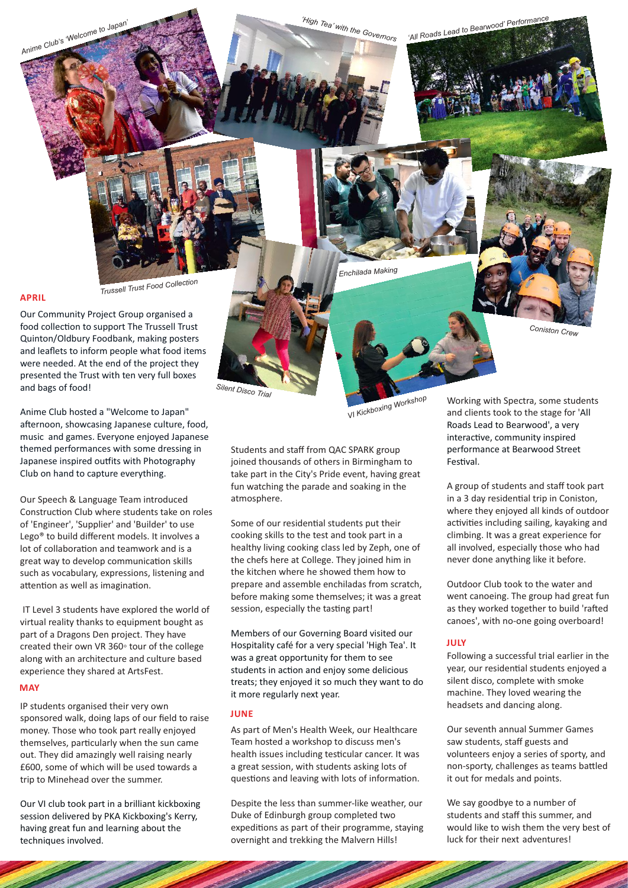Anime Club's 'Welcome to Japan'

'High Tea' with the Governors

'All Roads Lead to Bearwood' Performance

Trussell Trust Food Collection

Enchilada Making

Coniston Crew

Silent Disco Trial

VI Kickboxing Workshop

## APRIL

Our Community Project Group organised a food collection to support The Trussell Trust Quinton/Oldbury Foodbank, making posters and leaflets to inform people what food items were needed. At the end of the project they presented the Trust with ten very full boxes and bags of food!

Anime Club hosted a "Welcome to Japan" afternoon, showcasing Japanese culture, food, music and games. Everyone enjoyed Japanese themed performances with some dressing in Japanese inspired outfits with Photography Club on hand to capture everything.

Our Speech & Language Team introduced Construction Club where students take on roles of 'Engineer', 'Supplier' and 'Builder' to use Lego® to build different models. It involves a lot of collaboration and teamwork and is a great way to develop communication skills such as vocabulary, expressions, listening and attention as well as imagination.

IT Level 3 students have explored the world of virtual reality thanks to equipment bought as part of a Dragons Den project. They have created their own VR 360◦ tour of the college along with an architecture and culture based experience they shared at ArtsFest.

## MAY

IP students organised their very own sponsored walk, doing laps of our field to raise money. Those who took part really enjoyed themselves, particularly when the sun came out. They did amazingly well raising nearly £600, some of which will be used towards a trip to Minehead over the summer.

Our VI club took part in a brilliant kickboxing session delivered by PKA Kickboxing's Kerry, having great fun and learning about the techniques involved.

Students and staff from QAC SPARK group joined thousands of others in Birmingham to take part in the City's Pride event, having great fun watching the parade and soaking in the atmosphere.

Some of our residential students put their cooking skills to the test and took part in a healthy living cooking class led by Zeph, one of the chefs here at College. They joined him in the kitchen where he showed them how to prepare and assemble enchiladas from scratch, before making some themselves; it was a great session, especially the tasting part!

Members of our Governing Board visited our Hospitality café for a very special 'High Tea'. It was a great opportunity for them to see students in action and enjoy some delicious treats; they enjoyed it so much they want to do it more regularly next year.

## JUNE

As part of Men's Health Week, our Healthcare Team hosted a workshop to discuss men's health issues including testicular cancer. It was a great session, with students asking lots of questions and leaving with lots of information.

Despite the less than summer-like weather, our Duke of Edinburgh group completed two expeditions as part of their programme, staying overnight and trekking the Malvern Hills!

Working with Spectra, some students and clients took to the stage for 'All Roads Lead to Bearwood', a very interactive, community inspired performance at Bearwood Street Festival.

A group of students and staff took part in a 3 day residential trip in Coniston, where they enjoyed all kinds of outdoor activities including sailing, kayaking and climbing. It was a great experience for all involved, especially those who had never done anything like it before.

Outdoor Club took to the water and went canoeing. The group had great fun as they worked together to build 'rafted canoes', with no-one going overboard!

## JULY

Following a successful trial earlier in the year, our residential students enjoyed a silent disco, complete with smoke machine. They loved wearing the headsets and dancing along.

Our seventh annual Summer Games saw students, staff guests and volunteers enjoy a series of sporty, and non-sporty, challenges as teams battled it out for medals and points.

We say goodbye to a number of students and staff this summer, and would like to wish them the very best of luck for their next adventures!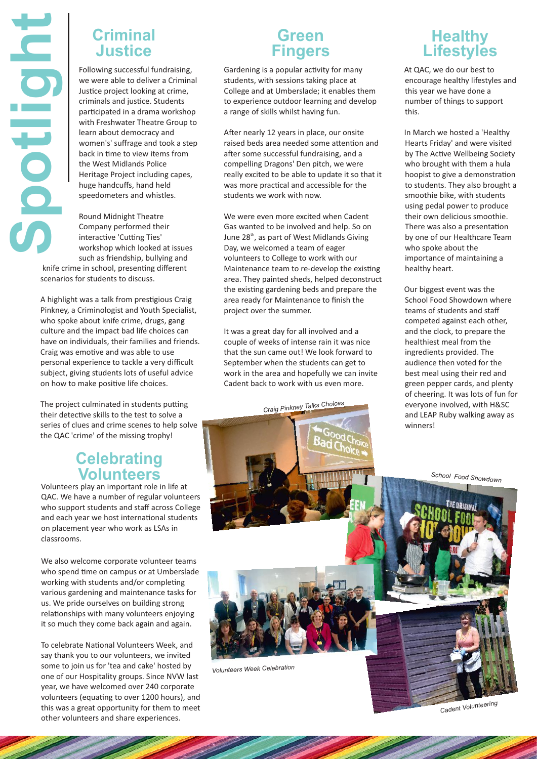# Spotlight

## Criminal Justice

Following successful fundraising, we were able to deliver a Criminal Justice project looking at crime, criminals and justice. Students participated in a drama workshop with Freshwater Theatre Group to learn about democracy and women's' suffrage and took a step back in time to view items from the West Midlands Police Heritage Project including capes, huge handcuffs, hand held speedometers and whistles.

Round Midnight Theatre Company performed their interactive 'Cutting Ties' workshop which looked at issues such as friendship, bullying and knife crime in school, presenting different scenarios for students to discuss.

A highlight was a talk from prestigious Craig Pinkney, a Criminologist and Youth Specialist, who spoke about knife crime, drugs, gang culture and the impact bad life choices can have on individuals, their families and friends. Craig was emotive and was able to use personal experience to tackle a very difficult subject, giving students lots of useful advice on how to make positive life choices.

The project culminated in students putting their detective skills to the test to solve a series of clues and crime scenes to help solve the QAC 'crime' of the missing trophy!

## Celebrating Volunteers

Volunteers play an important role in life at QAC. We have a number of regular volunteers who support students and staff across College and each year we host international students on placement year who work as LSAs in classrooms.

We also welcome corporate volunteer teams who spend time on campus or at Umberslade working with students and/or completing various gardening and maintenance tasks for us. We pride ourselves on building strong relationships with many volunteers enjoying it so much they come back again and again.

To celebrate National Volunteers Week, and say thank you to our volunteers, we invited some to join us for 'tea and cake' hosted by one of our Hospitality groups. Since NVW last year, we have welcomed over 240 corporate volunteers (equating to over 1200 hours), and this was a great opportunity for them to meet other volunteers and share experiences.

## Green Fingers

Gardening is a popular activity for many students, with sessions taking place at College and at Umberslade; it enables them to experience outdoor learning and develop a range of skills whilst having fun.

After nearly 12 years in place, our onsite raised beds area needed some attention and after some successful fundraising, and a compelling Dragons' Den pitch, we were really excited to be able to update it so that it was more practical and accessible for the students we work with now.

We were even more excited when Cadent Gas wanted to be involved and help. So on June 28th, as part of West Midlands Giving Day, we welcomed a team of eager volunteers to College to work with our Maintenance team to re-develop the existing area. They painted sheds, helped deconstruct the existing gardening beds and prepare the area ready for Maintenance to finish the project over the summer.

It was a great day for all involved and a couple of weeks of intense rain it was nice that the sun came out! We look forward to September when the students can get to work in the area and hopefully we can invite Cadent back to work with us even more.

*Craig Pinkney Talks Choices*

*Volunteers Week Celebration*

## Healthy Lifestyles

At QAC, we do our best to encourage healthy lifestyles and this year we have done a number of things to support this.

In March we hosted a 'Healthy Hearts Friday' and were visited by The Active Wellbeing Society who brought with them a hula hoopist to give a demonstration to students. They also brought a smoothie bike, with students using pedal power to produce their own delicious smoothie. There was also a presentation by one of our Healthcare Team who spoke about the importance of maintaining a healthy heart.

Our biggest event was the School Food Showdown where teams of students and staff competed against each other, and the clock, to prepare the healthiest meal from the ingredients provided. The audience then voted for the best meal using their red and green pepper cards, and plenty of cheering. It was lots of fun for everyone involved, with H&SC and LEAP Ruby walking away as winners!

*School Food Showdown*

*Cadent Volunteering*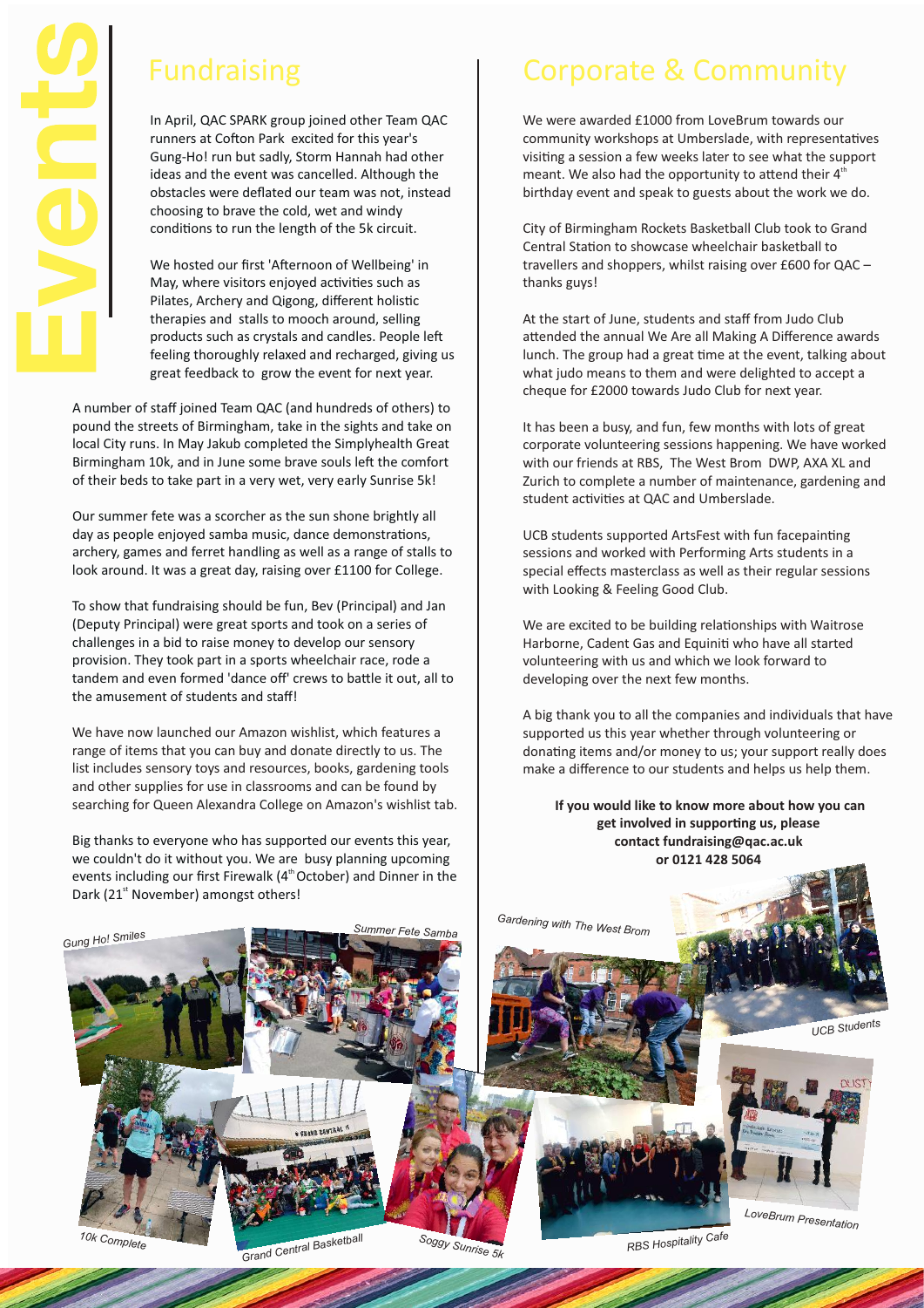# Events

## Fundraising

In April, QAC SPARK group joined other Team QAC runners at Cofton Park excited for this year's Gung-Ho! run but sadly, Storm Hannah had other ideas and the event was cancelled. Although the obstacles were deflated our team was not, instead choosing to brave the cold, wet and windy conditions to run the length of the 5k circuit.

We hosted our first 'Afternoon of Wellbeing' in May, where visitors enjoyed activities such as Pilates, Archery and Qigong, different holistic therapies and stalls to mooch around, selling products such as crystals and candles. People left feeling thoroughly relaxed and recharged, giving us great feedback to grow the event for next year.

A number of staff joined Team QAC (and hundreds of others) to pound the streets of Birmingham, take in the sights and take on local City runs. In May Jakub completed the Simplyhealth Great Birmingham 10k, and in June some brave souls left the comfort of their beds to take part in a very wet, very early Sunrise 5k!

Our summer fete was a scorcher as the sun shone brightly all day as people enjoyed samba music, dance demonstrations, archery, games and ferret handling as well as a range of stalls to look around. It was a great day, raising over £1100 for College.

To show that fundraising should be fun, Bev (Principal) and Jan (Deputy Principal) were great sports and took on a series of challenges in a bid to raise money to develop our sensory provision. They took part in a sports wheelchair race, rode a tandem and even formed 'dance off' crews to battle it out, all to the amusement of students and staff!

We have now launched our Amazon wishlist, which features a range of items that you can buy and donate directly to us. The list includes sensory toys and resources, books, gardening tools and other supplies for use in classrooms and can be found by searching for Queen Alexandra College on Amazon's wishlist tab.

Big thanks to everyone who has supported our events this year, we couldn't do it without you. We are busy planning upcoming events including our first Firewalk (4th October) and Dinner in the Dark (21st November) amongst others!

## Corporate & Community

We were awarded £1000 from LoveBrum towards our community workshops at Umberslade, with representatives visiting a session a few weeks later to see what the support meant. We also had the opportunity to attend their 4th birthday event and speak to guests about the work we do.

City of Birmingham Rockets Basketball Club took to Grand Central Station to showcase wheelchair basketball to travellers and shoppers, whilst raising over £600 for QAC – thanks guys!

At the start of June, students and staff from Judo Club attended the annual We Are all Making A Difference awards lunch. The group had a great time at the event, talking about what judo means to them and were delighted to accept a cheque for £2000 towards Judo Club for next year.

It has been a busy, and fun, few months with lots of great corporate volunteering sessions happening. We have worked with our friends at RBS, The West Brom DWP, AXA XL and Zurich to complete a number of maintenance, gardening and student activities at QAC and Umberslade.

UCB students supported ArtsFest with fun facepainting sessions and worked with Performing Arts students in a special effects masterclass as well as their regular sessions with Looking & Feeling Good Club.

We are excited to be building relationships with Waitrose Harborne, Cadent Gas and Equiniti who have all started volunteering with us and which we look forward to developing over the next few months.

A big thank you to all the companies and individuals that have supported us this year whether through volunteering or donating items and/or money to us; your support really does make a difference to our students and helps us help them.

**If you would like to know more about how you can get involved in supporting us, please contact fundraising@qac.ac.uk or 0121 428 5064**

*Gung Ho! Smiles*

*Summer Fete Samba*

*Gardening with The West Brom*

*UCB Students*

*10k Complete*

*Grand Central Basketball*

*Soggy Sunrise 5k*

*RBS Hospitality Cafe*

*LoveBrum Presentation*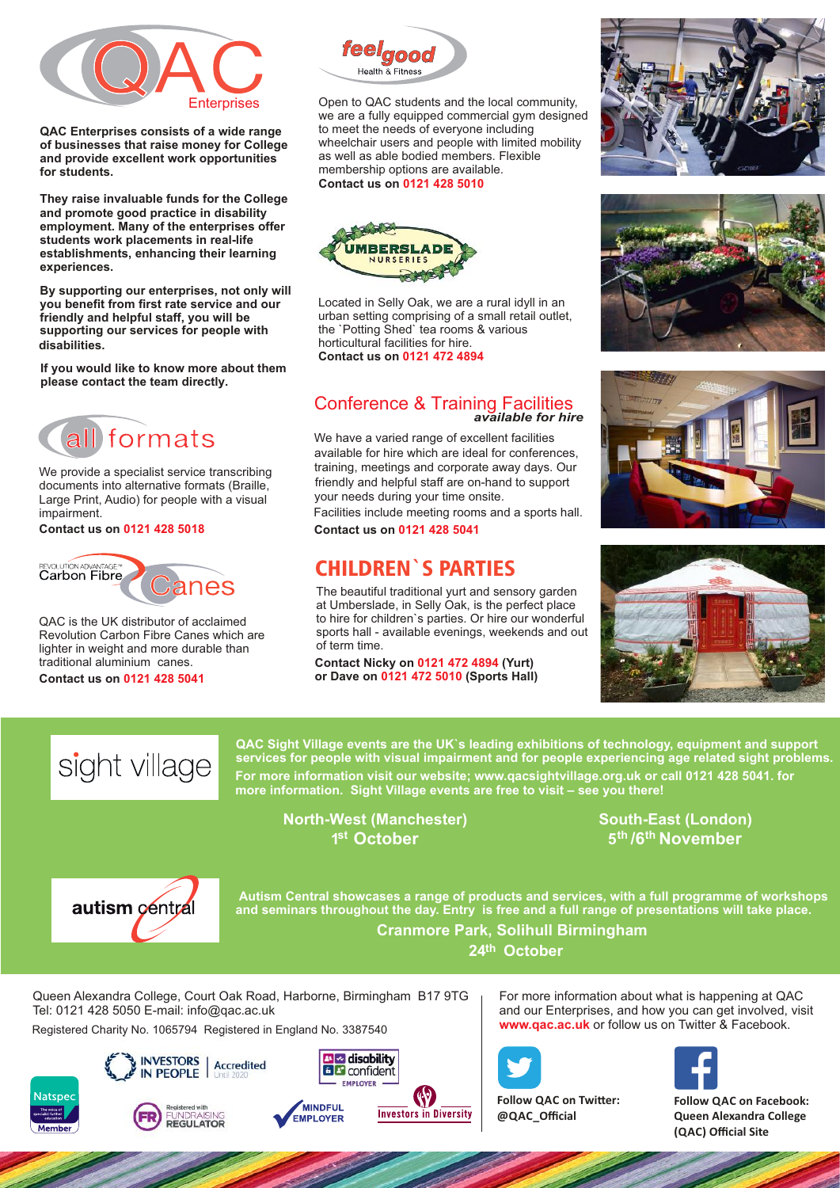# QAC Enterprises

**QAC Enterprises consists of a wide range of businesses that raise money for College and provide excellent work opportunities for students.**

**They raise invaluable funds for the College and promote good practice in disability employment. Many of the enterprises offer students work placements in real-life establishments, enhancing their learning experiences.**

**By supporting our enterprises, not only will you benefit from first rate service and our friendly and helpful staff, you will be supporting our services for people with disabilities.**

**If you would like to know more about them please contact the team directly.**

## all formats

We provide a specialist service transcribing documents into alternative formats (Braille, Large Print, Audio) for people with a visual impairment.

**Contact us on 0121 428 5018**

## Revolution Advantage Carbon Fibre Canes

QAC is the UK distributor of acclaimed Revolution Carbon Fibre Canes which are lighter in weight and more durable than traditional aluminium canes.

**Contact us on 0121 428 5041**

## feelgood Health & Fitness

Open to QAC students and the local community, we are a fully equipped commercial gym designed to meet the needs of everyone including wheelchair users and people with limited mobility as well as able bodied members. Flexible membership options are available.

**Contact us on 0121 428 5010**

## Umberslade Nurseries

Located in Selly Oak, we are a rural idyll in an urban setting comprising of a small retail outlet, the `Potting Shed` tea rooms & various horticultural facilities for hire.

**Contact us on 0121 472 4894**

## Conference & Training Facilities *available for hire*

We have a varied range of excellent facilities available for hire which are ideal for conferences, training, meetings and corporate away days. Our friendly and helpful staff are on-hand to support your needs during your time onsite.

Facilities include meeting rooms and a sports hall.

**Contact us on 0121 428 5041**

## CHILDREN`S PARTIES

The beautiful traditional yurt and sensory garden at Umberslade, in Selly Oak, is the perfect place to hire for children`s parties. Or hire our wonderful sports hall - available evenings, weekends and out of term time.

**Contact Nicky on 0121 472 4894 (Yurt)**
**or Dave on 0121 472 5010 (Sports Hall)**

## sight village

**QAC Sight Village events are the UK`s leading exhibitions of technology, equipment and support services for people with visual impairment and for people experiencing age related sight problems.**

**For more information visit our website; www.qacsightvillage.org.uk or call 0121 428 5041. for more information. Sight Village events are free to visit – see you there!**

**North-West (Manchester)**
**1st October**

**South-East (London)**
**5th /6th November**

## autism central

**Autism Central showcases a range of products and services, with a full programme of workshops and seminars throughout the day. Entry is free and a full range of presentations will take place.**

**Cranmore Park, Solihull Birmingham**
**24th October**

Queen Alexandra College, Court Oak Road, Harborne, Birmingham B17 9TG
Tel: 0121 428 5050 E-mail: info@qac.ac.uk

Registered Charity No. 1065794 Registered in England No. 3387540

Natspec Member · Investors in People Accredited Until 2020 · Registered with Fundraising Regulator · disability confident EMPLOYER · Mindful Employer · Investors in Diversity

For more information about what is happening at QAC and our Enterprises, and how you can get involved, visit **www.qac.ac.uk** or follow us on Twitter & Facebook.

**Follow QAC on Twitter: @QAC_Official**

**Follow QAC on Facebook: Queen Alexandra College (QAC) Official Site**